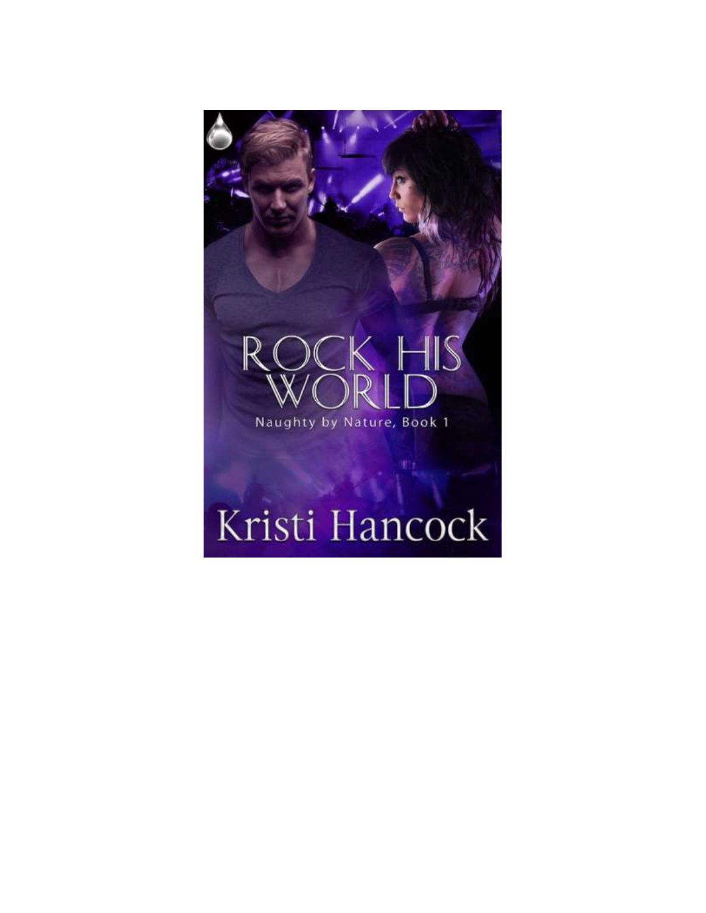# ROCK HIS WORLD

Naughty by Nature, Book 1

Kristi Hancock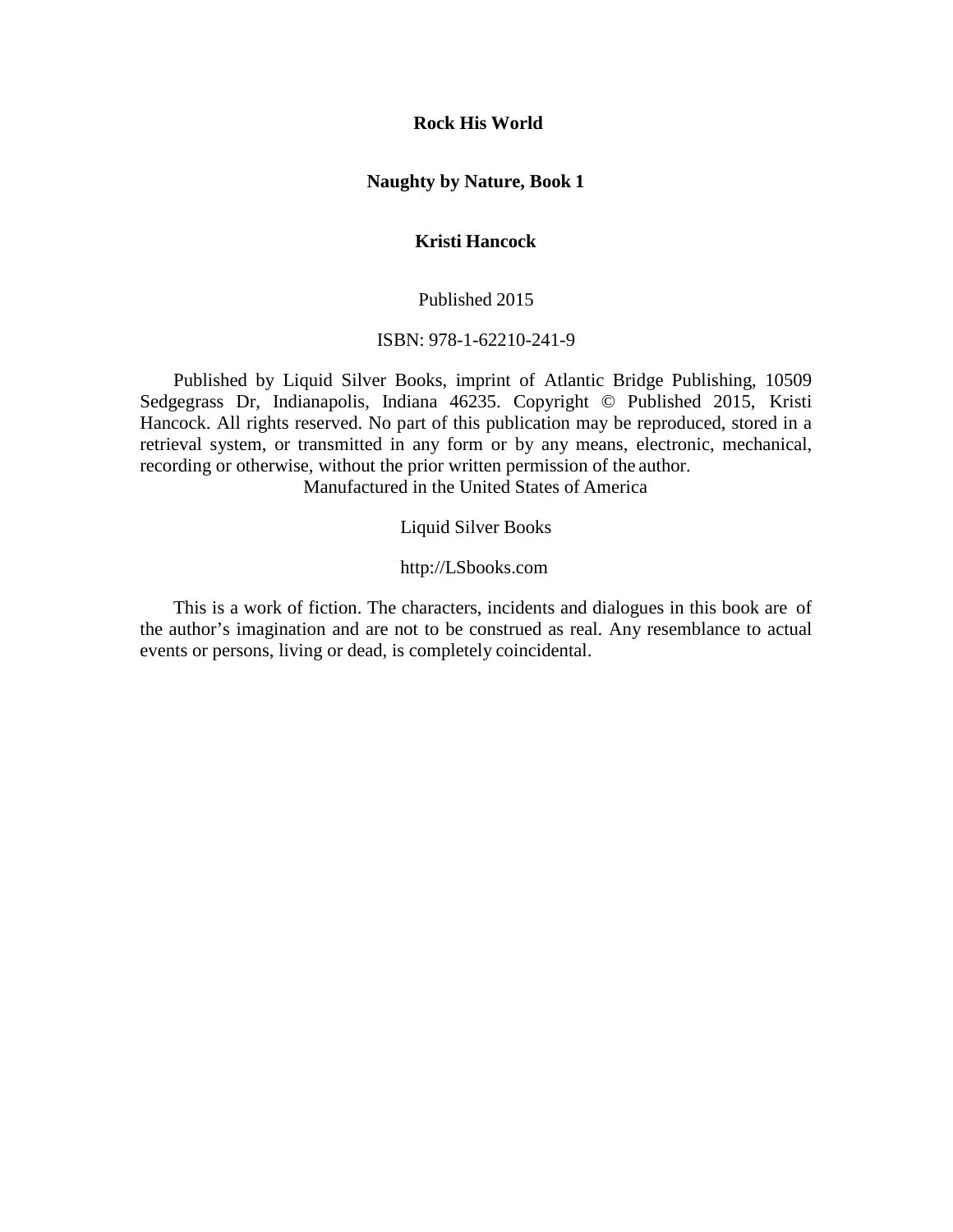**Rock His World**

**Naughty by Nature, Book 1**

**Kristi Hancock**

Published 2015

ISBN: 978-1-62210-241-9

Published by Liquid Silver Books, imprint of Atlantic Bridge Publishing, 10509 Sedgegrass Dr, Indianapolis, Indiana 46235. Copyright © Published 2015, Kristi Hancock. All rights reserved. No part of this publication may be reproduced, stored in a retrieval system, or transmitted in any form or by any means, electronic, mechanical, recording or otherwise, without the prior written permission of the author.
Manufactured in the United States of America

Liquid Silver Books

http://LSbooks.com

This is a work of fiction. The characters, incidents and dialogues in this book are of the author's imagination and are not to be construed as real. Any resemblance to actual events or persons, living or dead, is completely coincidental.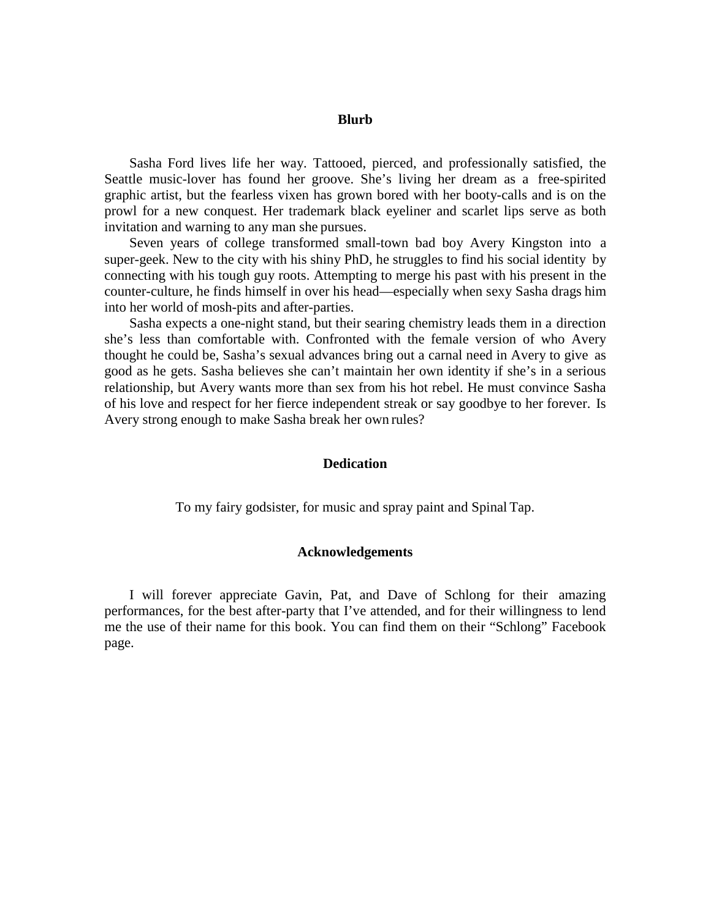## Blurb

Sasha Ford lives life her way. Tattooed, pierced, and professionally satisfied, the Seattle music-lover has found her groove. She's living her dream as a free-spirited graphic artist, but the fearless vixen has grown bored with her booty-calls and is on the prowl for a new conquest. Her trademark black eyeliner and scarlet lips serve as both invitation and warning to any man she pursues.

Seven years of college transformed small-town bad boy Avery Kingston into a super-geek. New to the city with his shiny PhD, he struggles to find his social identity by connecting with his tough guy roots. Attempting to merge his past with his present in the counter-culture, he finds himself in over his head—especially when sexy Sasha drags him into her world of mosh-pits and after-parties.

Sasha expects a one-night stand, but their searing chemistry leads them in a direction she's less than comfortable with. Confronted with the female version of who Avery thought he could be, Sasha's sexual advances bring out a carnal need in Avery to give as good as he gets. Sasha believes she can't maintain her own identity if she's in a serious relationship, but Avery wants more than sex from his hot rebel. He must convince Sasha of his love and respect for her fierce independent streak or say goodbye to her forever. Is Avery strong enough to make Sasha break her own rules?

## Dedication

To my fairy godsister, for music and spray paint and Spinal Tap.

## Acknowledgements

I will forever appreciate Gavin, Pat, and Dave of Schlong for their amazing performances, for the best after-party that I've attended, and for their willingness to lend me the use of their name for this book. You can find them on their "Schlong" Facebook page.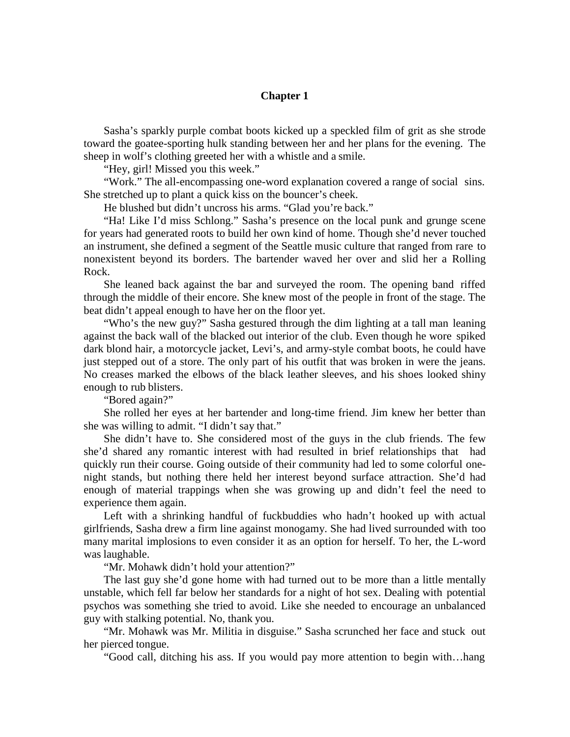# Chapter 1

Sasha's sparkly purple combat boots kicked up a speckled film of grit as she strode toward the goatee-sporting hulk standing between her and her plans for the evening. The sheep in wolf's clothing greeted her with a whistle and a smile.

"Hey, girl! Missed you this week."

"Work." The all-encompassing one-word explanation covered a range of social sins. She stretched up to plant a quick kiss on the bouncer's cheek.

He blushed but didn't uncross his arms. "Glad you're back."

"Ha! Like I'd miss Schlong." Sasha's presence on the local punk and grunge scene for years had generated roots to build her own kind of home. Though she'd never touched an instrument, she defined a segment of the Seattle music culture that ranged from rare to nonexistent beyond its borders. The bartender waved her over and slid her a Rolling Rock.

She leaned back against the bar and surveyed the room. The opening band riffed through the middle of their encore. She knew most of the people in front of the stage. The beat didn't appeal enough to have her on the floor yet.

"Who's the new guy?" Sasha gestured through the dim lighting at a tall man leaning against the back wall of the blacked out interior of the club. Even though he wore spiked dark blond hair, a motorcycle jacket, Levi's, and army-style combat boots, he could have just stepped out of a store. The only part of his outfit that was broken in were the jeans. No creases marked the elbows of the black leather sleeves, and his shoes looked shiny enough to rub blisters.

"Bored again?"

She rolled her eyes at her bartender and long-time friend. Jim knew her better than she was willing to admit. "I didn't say that."

She didn't have to. She considered most of the guys in the club friends. The few she'd shared any romantic interest with had resulted in brief relationships that had quickly run their course. Going outside of their community had led to some colorful one-night stands, but nothing there held her interest beyond surface attraction. She'd had enough of material trappings when she was growing up and didn't feel the need to experience them again.

Left with a shrinking handful of fuckbuddies who hadn't hooked up with actual girlfriends, Sasha drew a firm line against monogamy. She had lived surrounded with too many marital implosions to even consider it as an option for herself. To her, the L-word was laughable.

"Mr. Mohawk didn't hold your attention?"

The last guy she'd gone home with had turned out to be more than a little mentally unstable, which fell far below her standards for a night of hot sex. Dealing with potential psychos was something she tried to avoid. Like she needed to encourage an unbalanced guy with stalking potential. No, thank you.

"Mr. Mohawk was Mr. Militia in disguise." Sasha scrunched her face and stuck out her pierced tongue.

"Good call, ditching his ass. If you would pay more attention to begin with…hang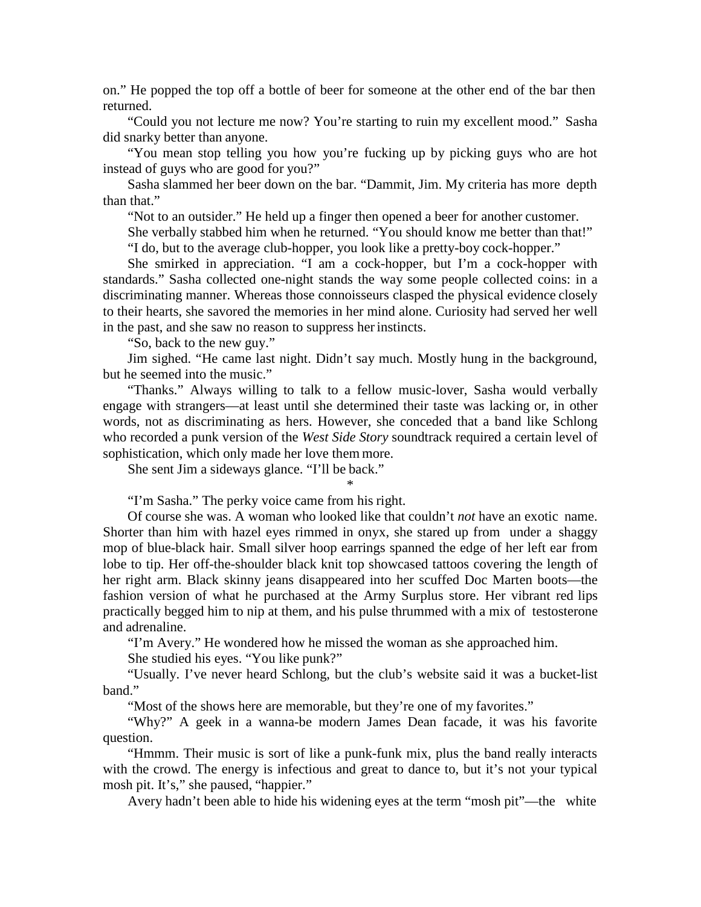on." He popped the top off a bottle of beer for someone at the other end of the bar then returned.

"Could you not lecture me now? You're starting to ruin my excellent mood." Sasha did snarky better than anyone.

"You mean stop telling you how you're fucking up by picking guys who are hot instead of guys who are good for you?"

Sasha slammed her beer down on the bar. "Dammit, Jim. My criteria has more depth than that."

"Not to an outsider." He held up a finger then opened a beer for another customer.

She verbally stabbed him when he returned. "You should know me better than that!"

"I do, but to the average club-hopper, you look like a pretty-boy cock-hopper."

She smirked in appreciation. "I am a cock-hopper, but I'm a cock-hopper with standards." Sasha collected one-night stands the way some people collected coins: in a discriminating manner. Whereas those connoisseurs clasped the physical evidence closely to their hearts, she savored the memories in her mind alone. Curiosity had served her well in the past, and she saw no reason to suppress her instincts.

"So, back to the new guy."

Jim sighed. "He came last night. Didn't say much. Mostly hung in the background, but he seemed into the music."

"Thanks." Always willing to talk to a fellow music-lover, Sasha would verbally engage with strangers—at least until she determined their taste was lacking or, in other words, not as discriminating as hers. However, she conceded that a band like Schlong who recorded a punk version of the *West Side Story* soundtrack required a certain level of sophistication, which only made her love them more.

She sent Jim a sideways glance. "I'll be back."

*

"I'm Sasha." The perky voice came from his right.

Of course she was. A woman who looked like that couldn't *not* have an exotic name. Shorter than him with hazel eyes rimmed in onyx, she stared up from under a shaggy mop of blue-black hair. Small silver hoop earrings spanned the edge of her left ear from lobe to tip. Her off-the-shoulder black knit top showcased tattoos covering the length of her right arm. Black skinny jeans disappeared into her scuffed Doc Marten boots—the fashion version of what he purchased at the Army Surplus store. Her vibrant red lips practically begged him to nip at them, and his pulse thrummed with a mix of testosterone and adrenaline.

"I'm Avery." He wondered how he missed the woman as she approached him.

She studied his eyes. "You like punk?"

"Usually. I've never heard Schlong, but the club's website said it was a bucket-list band."

"Most of the shows here are memorable, but they're one of my favorites."

"Why?" A geek in a wanna-be modern James Dean facade, it was his favorite question.

"Hmmm. Their music is sort of like a punk-funk mix, plus the band really interacts with the crowd. The energy is infectious and great to dance to, but it's not your typical mosh pit. It's," she paused, "happier."

Avery hadn't been able to hide his widening eyes at the term "mosh pit"—the white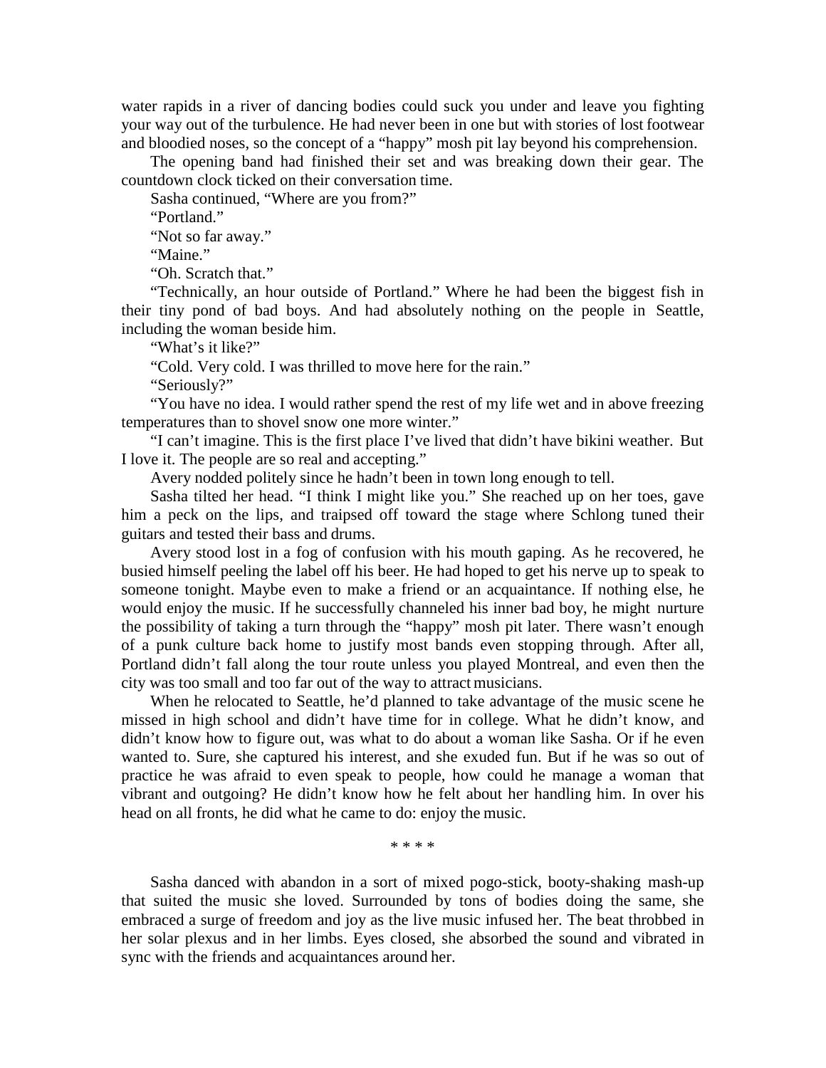water rapids in a river of dancing bodies could suck you under and leave you fighting your way out of the turbulence. He had never been in one but with stories of lost footwear and bloodied noses, so the concept of a "happy" mosh pit lay beyond his comprehension.

The opening band had finished their set and was breaking down their gear. The countdown clock ticked on their conversation time.

Sasha continued, "Where are you from?"

"Portland."

"Not so far away."

"Maine."

"Oh. Scratch that."

"Technically, an hour outside of Portland." Where he had been the biggest fish in their tiny pond of bad boys. And had absolutely nothing on the people in Seattle, including the woman beside him.

"What's it like?"

"Cold. Very cold. I was thrilled to move here for the rain."

"Seriously?"

"You have no idea. I would rather spend the rest of my life wet and in above freezing temperatures than to shovel snow one more winter."

"I can't imagine. This is the first place I've lived that didn't have bikini weather. But I love it. The people are so real and accepting."

Avery nodded politely since he hadn't been in town long enough to tell.

Sasha tilted her head. "I think I might like you." She reached up on her toes, gave him a peck on the lips, and traipsed off toward the stage where Schlong tuned their guitars and tested their bass and drums.

Avery stood lost in a fog of confusion with his mouth gaping. As he recovered, he busied himself peeling the label off his beer. He had hoped to get his nerve up to speak to someone tonight. Maybe even to make a friend or an acquaintance. If nothing else, he would enjoy the music. If he successfully channeled his inner bad boy, he might nurture the possibility of taking a turn through the "happy" mosh pit later. There wasn't enough of a punk culture back home to justify most bands even stopping through. After all, Portland didn't fall along the tour route unless you played Montreal, and even then the city was too small and too far out of the way to attract musicians.

When he relocated to Seattle, he'd planned to take advantage of the music scene he missed in high school and didn't have time for in college. What he didn't know, and didn't know how to figure out, was what to do about a woman like Sasha. Or if he even wanted to. Sure, she captured his interest, and she exuded fun. But if he was so out of practice he was afraid to even speak to people, how could he manage a woman that vibrant and outgoing? He didn't know how he felt about her handling him. In over his head on all fronts, he did what he came to do: enjoy the music.

\* \* \* \*

Sasha danced with abandon in a sort of mixed pogo-stick, booty-shaking mash-up that suited the music she loved. Surrounded by tons of bodies doing the same, she embraced a surge of freedom and joy as the live music infused her. The beat throbbed in her solar plexus and in her limbs. Eyes closed, she absorbed the sound and vibrated in sync with the friends and acquaintances around her.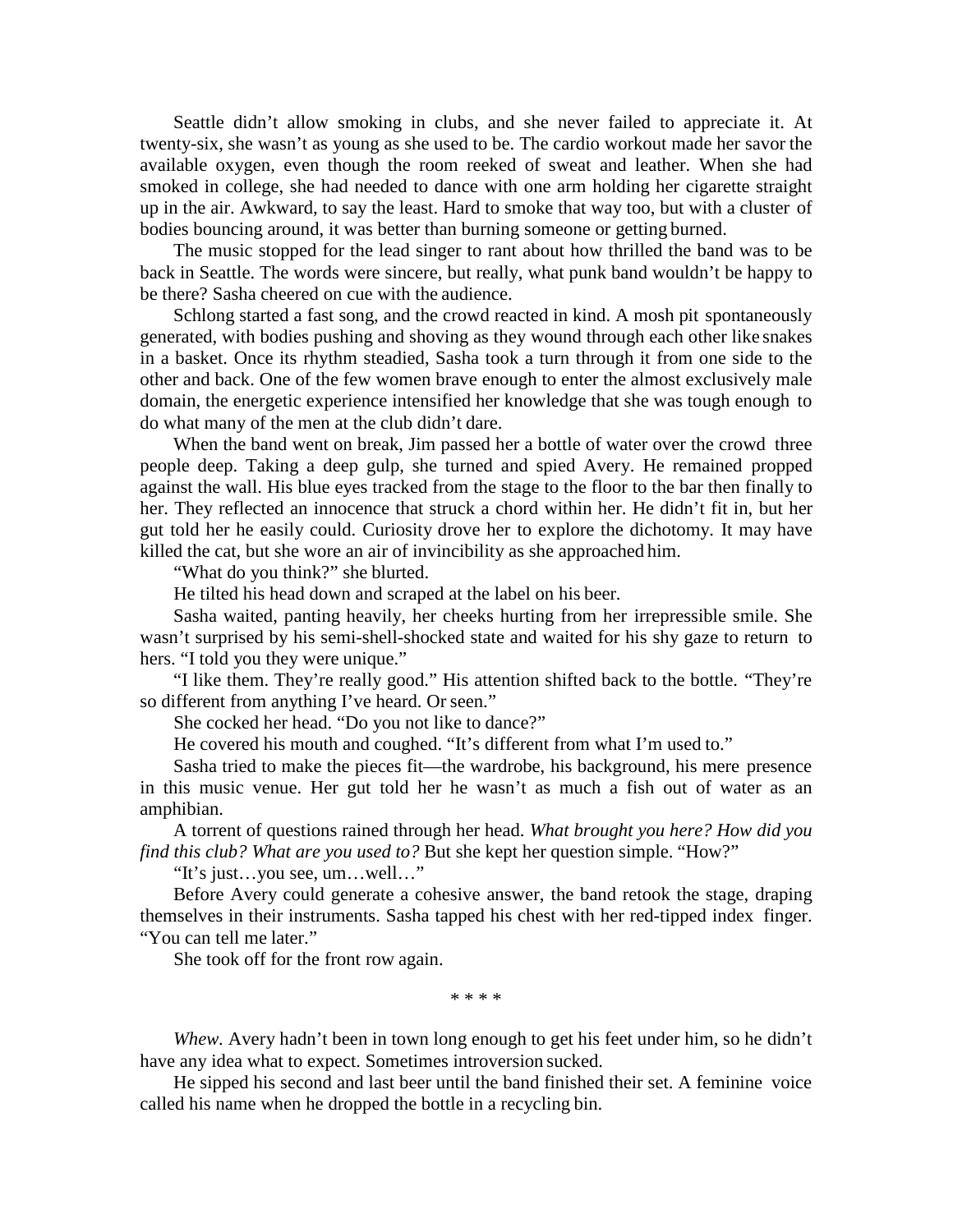Seattle didn't allow smoking in clubs, and she never failed to appreciate it. At twenty-six, she wasn't as young as she used to be. The cardio workout made her savor the available oxygen, even though the room reeked of sweat and leather. When she had smoked in college, she had needed to dance with one arm holding her cigarette straight up in the air. Awkward, to say the least. Hard to smoke that way too, but with a cluster of bodies bouncing around, it was better than burning someone or getting burned.

The music stopped for the lead singer to rant about how thrilled the band was to be back in Seattle. The words were sincere, but really, what punk band wouldn't be happy to be there? Sasha cheered on cue with the audience.

Schlong started a fast song, and the crowd reacted in kind. A mosh pit spontaneously generated, with bodies pushing and shoving as they wound through each other like snakes in a basket. Once its rhythm steadied, Sasha took a turn through it from one side to the other and back. One of the few women brave enough to enter the almost exclusively male domain, the energetic experience intensified her knowledge that she was tough enough to do what many of the men at the club didn't dare.

When the band went on break, Jim passed her a bottle of water over the crowd three people deep. Taking a deep gulp, she turned and spied Avery. He remained propped against the wall. His blue eyes tracked from the stage to the floor to the bar then finally to her. They reflected an innocence that struck a chord within her. He didn't fit in, but her gut told her he easily could. Curiosity drove her to explore the dichotomy. It may have killed the cat, but she wore an air of invincibility as she approached him.

"What do you think?" she blurted.

He tilted his head down and scraped at the label on his beer.

Sasha waited, panting heavily, her cheeks hurting from her irrepressible smile. She wasn't surprised by his semi-shell-shocked state and waited for his shy gaze to return to hers. "I told you they were unique."

"I like them. They're really good." His attention shifted back to the bottle. "They're so different from anything I've heard. Or seen."

She cocked her head. "Do you not like to dance?"

He covered his mouth and coughed. "It's different from what I'm used to."

Sasha tried to make the pieces fit—the wardrobe, his background, his mere presence in this music venue. Her gut told her he wasn't as much a fish out of water as an amphibian.

A torrent of questions rained through her head. *What brought you here? How did you find this club? What are you used to?* But she kept her question simple. "How?"

"It's just…you see, um…well…"

Before Avery could generate a cohesive answer, the band retook the stage, draping themselves in their instruments. Sasha tapped his chest with her red-tipped index finger. "You can tell me later."

She took off for the front row again.

\* \* \* \*

*Whew.* Avery hadn't been in town long enough to get his feet under him, so he didn't have any idea what to expect. Sometimes introversion sucked.

He sipped his second and last beer until the band finished their set. A feminine voice called his name when he dropped the bottle in a recycling bin.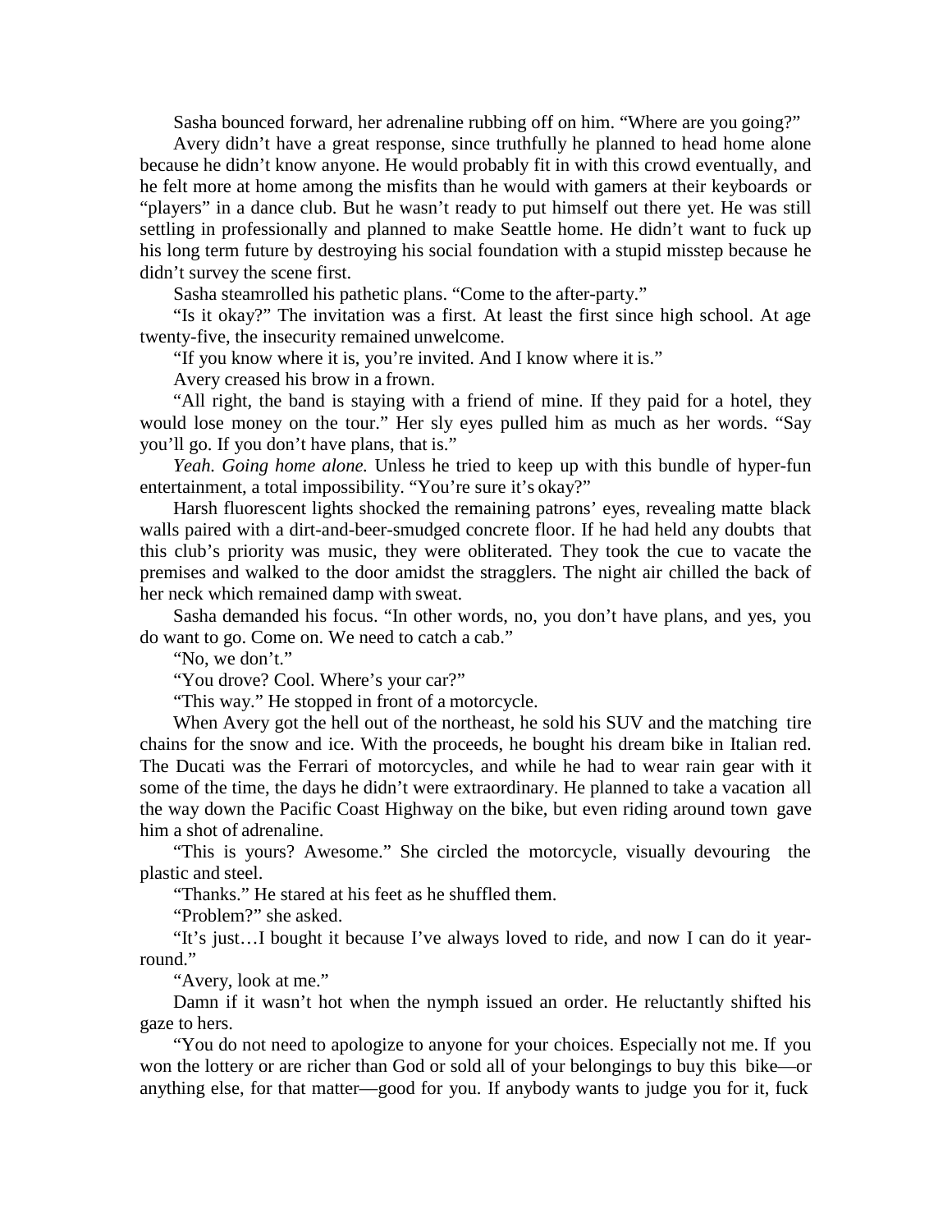Sasha bounced forward, her adrenaline rubbing off on him. "Where are you going?"

Avery didn't have a great response, since truthfully he planned to head home alone because he didn't know anyone. He would probably fit in with this crowd eventually, and he felt more at home among the misfits than he would with gamers at their keyboards or "players" in a dance club. But he wasn't ready to put himself out there yet. He was still settling in professionally and planned to make Seattle home. He didn't want to fuck up his long term future by destroying his social foundation with a stupid misstep because he didn't survey the scene first.

Sasha steamrolled his pathetic plans. "Come to the after-party."

"Is it okay?" The invitation was a first. At least the first since high school. At age twenty-five, the insecurity remained unwelcome.

"If you know where it is, you're invited. And I know where it is."

Avery creased his brow in a frown.

"All right, the band is staying with a friend of mine. If they paid for a hotel, they would lose money on the tour." Her sly eyes pulled him as much as her words. "Say you'll go. If you don't have plans, that is."

*Yeah. Going home alone.* Unless he tried to keep up with this bundle of hyper-fun entertainment, a total impossibility. "You're sure it's okay?"

Harsh fluorescent lights shocked the remaining patrons' eyes, revealing matte black walls paired with a dirt-and-beer-smudged concrete floor. If he had held any doubts that this club's priority was music, they were obliterated. They took the cue to vacate the premises and walked to the door amidst the stragglers. The night air chilled the back of her neck which remained damp with sweat.

Sasha demanded his focus. "In other words, no, you don't have plans, and yes, you do want to go. Come on. We need to catch a cab."

"No, we don't."

"You drove? Cool. Where's your car?"

"This way." He stopped in front of a motorcycle.

When Avery got the hell out of the northeast, he sold his SUV and the matching tire chains for the snow and ice. With the proceeds, he bought his dream bike in Italian red. The Ducati was the Ferrari of motorcycles, and while he had to wear rain gear with it some of the time, the days he didn't were extraordinary. He planned to take a vacation all the way down the Pacific Coast Highway on the bike, but even riding around town gave him a shot of adrenaline.

"This is yours? Awesome." She circled the motorcycle, visually devouring the plastic and steel.

"Thanks." He stared at his feet as he shuffled them.

"Problem?" she asked.

"It's just…I bought it because I've always loved to ride, and now I can do it year-round."

"Avery, look at me."

Damn if it wasn't hot when the nymph issued an order. He reluctantly shifted his gaze to hers.

"You do not need to apologize to anyone for your choices. Especially not me. If you won the lottery or are richer than God or sold all of your belongings to buy this bike—or anything else, for that matter—good for you. If anybody wants to judge you for it, fuck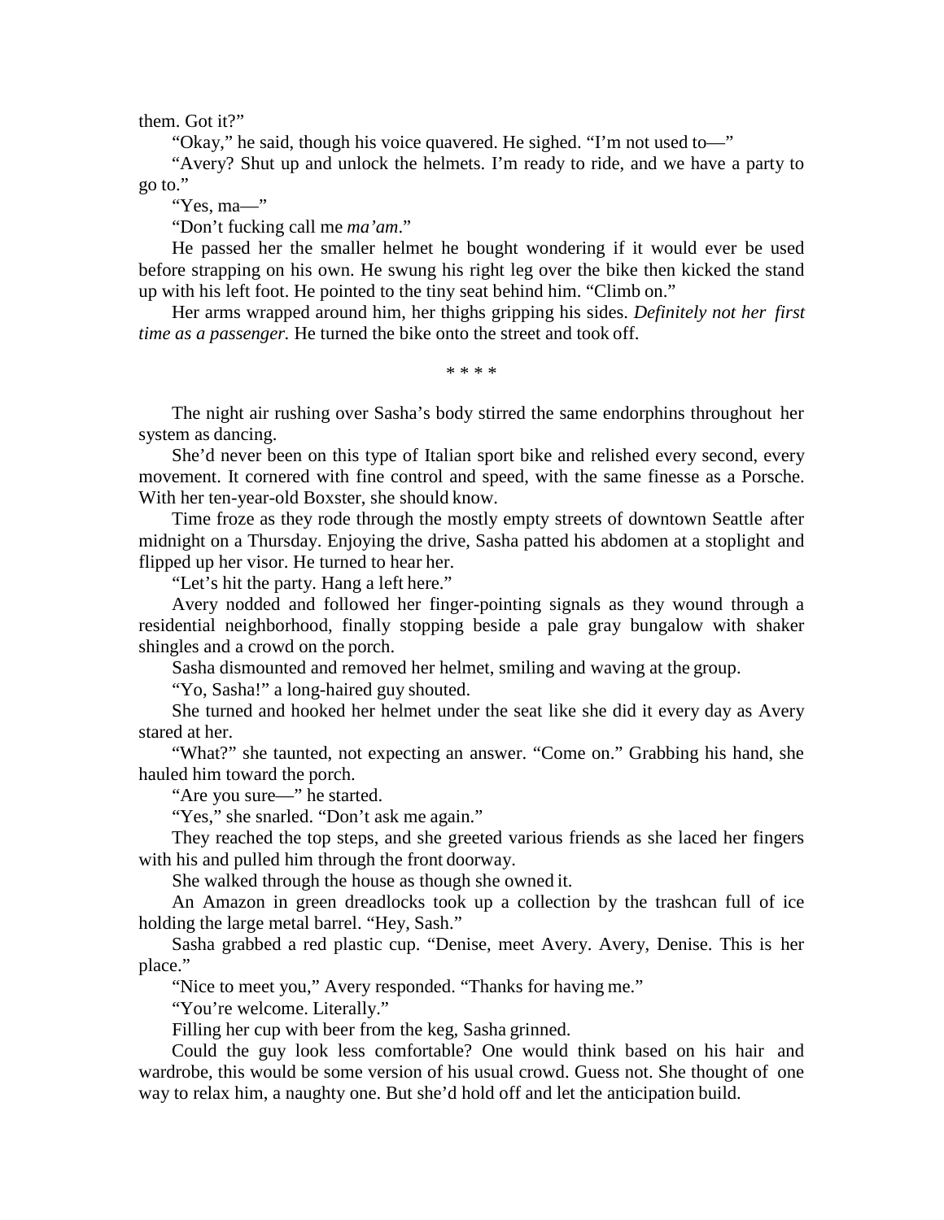them. Got it?"

"Okay," he said, though his voice quavered. He sighed. "I'm not used to—"

"Avery? Shut up and unlock the helmets. I'm ready to ride, and we have a party to go to."

"Yes, ma—"

"Don't fucking call me *ma'am*."

He passed her the smaller helmet he bought wondering if it would ever be used before strapping on his own. He swung his right leg over the bike then kicked the stand up with his left foot. He pointed to the tiny seat behind him. "Climb on."

Her arms wrapped around him, her thighs gripping his sides. *Definitely not her first time as a passenger.* He turned the bike onto the street and took off.

\* \* \* \*

The night air rushing over Sasha's body stirred the same endorphins throughout her system as dancing.

She'd never been on this type of Italian sport bike and relished every second, every movement. It cornered with fine control and speed, with the same finesse as a Porsche. With her ten-year-old Boxster, she should know.

Time froze as they rode through the mostly empty streets of downtown Seattle after midnight on a Thursday. Enjoying the drive, Sasha patted his abdomen at a stoplight and flipped up her visor. He turned to hear her.

"Let's hit the party. Hang a left here."

Avery nodded and followed her finger-pointing signals as they wound through a residential neighborhood, finally stopping beside a pale gray bungalow with shaker shingles and a crowd on the porch.

Sasha dismounted and removed her helmet, smiling and waving at the group.

"Yo, Sasha!" a long-haired guy shouted.

She turned and hooked her helmet under the seat like she did it every day as Avery stared at her.

"What?" she taunted, not expecting an answer. "Come on." Grabbing his hand, she hauled him toward the porch.

"Are you sure—" he started.

"Yes," she snarled. "Don't ask me again."

They reached the top steps, and she greeted various friends as she laced her fingers with his and pulled him through the front doorway.

She walked through the house as though she owned it.

An Amazon in green dreadlocks took up a collection by the trashcan full of ice holding the large metal barrel. "Hey, Sash."

Sasha grabbed a red plastic cup. "Denise, meet Avery. Avery, Denise. This is her place."

"Nice to meet you," Avery responded. "Thanks for having me."

"You're welcome. Literally."

Filling her cup with beer from the keg, Sasha grinned.

Could the guy look less comfortable? One would think based on his hair and wardrobe, this would be some version of his usual crowd. Guess not. She thought of one way to relax him, a naughty one. But she'd hold off and let the anticipation build.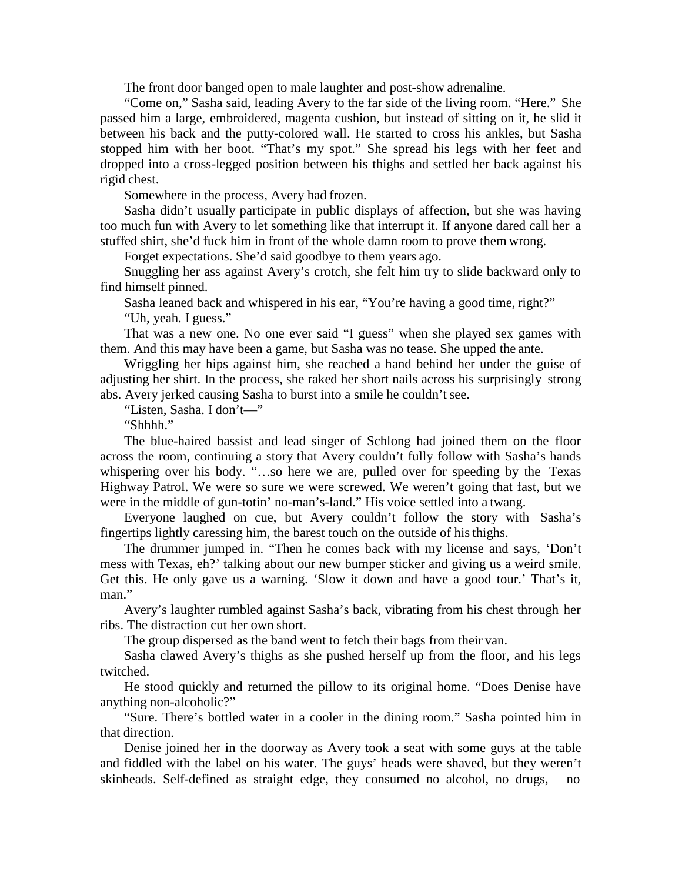The front door banged open to male laughter and post-show adrenaline.

"Come on," Sasha said, leading Avery to the far side of the living room. "Here." She passed him a large, embroidered, magenta cushion, but instead of sitting on it, he slid it between his back and the putty-colored wall. He started to cross his ankles, but Sasha stopped him with her boot. "That's my spot." She spread his legs with her feet and dropped into a cross-legged position between his thighs and settled her back against his rigid chest.

Somewhere in the process, Avery had frozen.

Sasha didn't usually participate in public displays of affection, but she was having too much fun with Avery to let something like that interrupt it. If anyone dared call her a stuffed shirt, she'd fuck him in front of the whole damn room to prove them wrong.

Forget expectations. She'd said goodbye to them years ago.

Snuggling her ass against Avery's crotch, she felt him try to slide backward only to find himself pinned.

Sasha leaned back and whispered in his ear, "You're having a good time, right?"

"Uh, yeah. I guess."

That was a new one. No one ever said "I guess" when she played sex games with them. And this may have been a game, but Sasha was no tease. She upped the ante.

Wriggling her hips against him, she reached a hand behind her under the guise of adjusting her shirt. In the process, she raked her short nails across his surprisingly strong abs. Avery jerked causing Sasha to burst into a smile he couldn't see.

"Listen, Sasha. I don't—"

"Shhhh."

The blue-haired bassist and lead singer of Schlong had joined them on the floor across the room, continuing a story that Avery couldn't fully follow with Sasha's hands whispering over his body. "…so here we are, pulled over for speeding by the Texas Highway Patrol. We were so sure we were screwed. We weren't going that fast, but we were in the middle of gun-totin' no-man's-land." His voice settled into a twang.

Everyone laughed on cue, but Avery couldn't follow the story with Sasha's fingertips lightly caressing him, the barest touch on the outside of his thighs.

The drummer jumped in. "Then he comes back with my license and says, 'Don't mess with Texas, eh?' talking about our new bumper sticker and giving us a weird smile. Get this. He only gave us a warning. 'Slow it down and have a good tour.' That's it, man."

Avery's laughter rumbled against Sasha's back, vibrating from his chest through her ribs. The distraction cut her own short.

The group dispersed as the band went to fetch their bags from their van.

Sasha clawed Avery's thighs as she pushed herself up from the floor, and his legs twitched.

He stood quickly and returned the pillow to its original home. "Does Denise have anything non-alcoholic?"

"Sure. There's bottled water in a cooler in the dining room." Sasha pointed him in that direction.

Denise joined her in the doorway as Avery took a seat with some guys at the table and fiddled with the label on his water. The guys' heads were shaved, but they weren't skinheads. Self-defined as straight edge, they consumed no alcohol, no drugs, no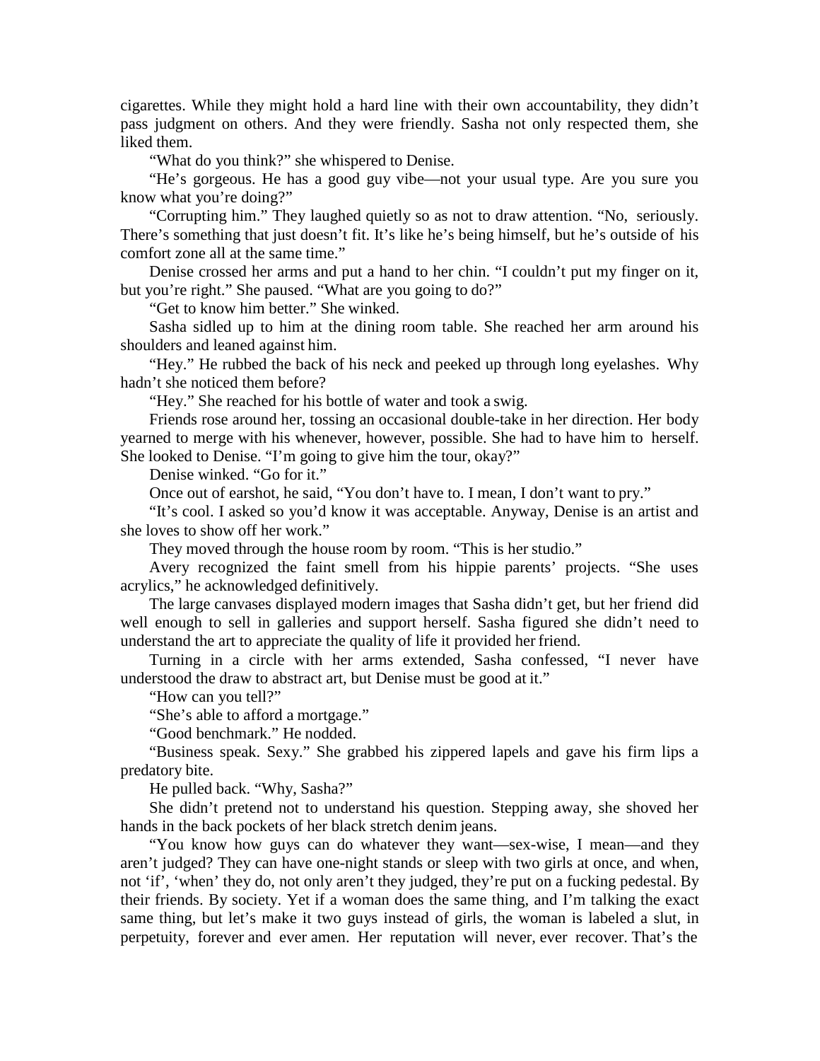cigarettes. While they might hold a hard line with their own accountability, they didn't pass judgment on others. And they were friendly. Sasha not only respected them, she liked them.

"What do you think?" she whispered to Denise.

"He's gorgeous. He has a good guy vibe—not your usual type. Are you sure you know what you're doing?"

"Corrupting him." They laughed quietly so as not to draw attention. "No, seriously. There's something that just doesn't fit. It's like he's being himself, but he's outside of his comfort zone all at the same time."

Denise crossed her arms and put a hand to her chin. "I couldn't put my finger on it, but you're right." She paused. "What are you going to do?"

"Get to know him better." She winked.

Sasha sidled up to him at the dining room table. She reached her arm around his shoulders and leaned against him.

"Hey." He rubbed the back of his neck and peeked up through long eyelashes. Why hadn't she noticed them before?

"Hey." She reached for his bottle of water and took a swig.

Friends rose around her, tossing an occasional double-take in her direction. Her body yearned to merge with his whenever, however, possible. She had to have him to herself. She looked to Denise. "I'm going to give him the tour, okay?"

Denise winked. "Go for it."

Once out of earshot, he said, "You don't have to. I mean, I don't want to pry."

"It's cool. I asked so you'd know it was acceptable. Anyway, Denise is an artist and she loves to show off her work."

They moved through the house room by room. "This is her studio."

Avery recognized the faint smell from his hippie parents' projects. "She uses acrylics," he acknowledged definitively.

The large canvases displayed modern images that Sasha didn't get, but her friend did well enough to sell in galleries and support herself. Sasha figured she didn't need to understand the art to appreciate the quality of life it provided her friend.

Turning in a circle with her arms extended, Sasha confessed, "I never have understood the draw to abstract art, but Denise must be good at it."

"How can you tell?"

"She's able to afford a mortgage."

"Good benchmark." He nodded.

"Business speak. Sexy." She grabbed his zippered lapels and gave his firm lips a predatory bite.

He pulled back. "Why, Sasha?"

She didn't pretend not to understand his question. Stepping away, she shoved her hands in the back pockets of her black stretch denim jeans.

"You know how guys can do whatever they want—sex-wise, I mean—and they aren't judged? They can have one-night stands or sleep with two girls at once, and when, not 'if', 'when' they do, not only aren't they judged, they're put on a fucking pedestal. By their friends. By society. Yet if a woman does the same thing, and I'm talking the exact same thing, but let's make it two guys instead of girls, the woman is labeled a slut, in perpetuity, forever and ever amen. Her reputation will never, ever recover. That's the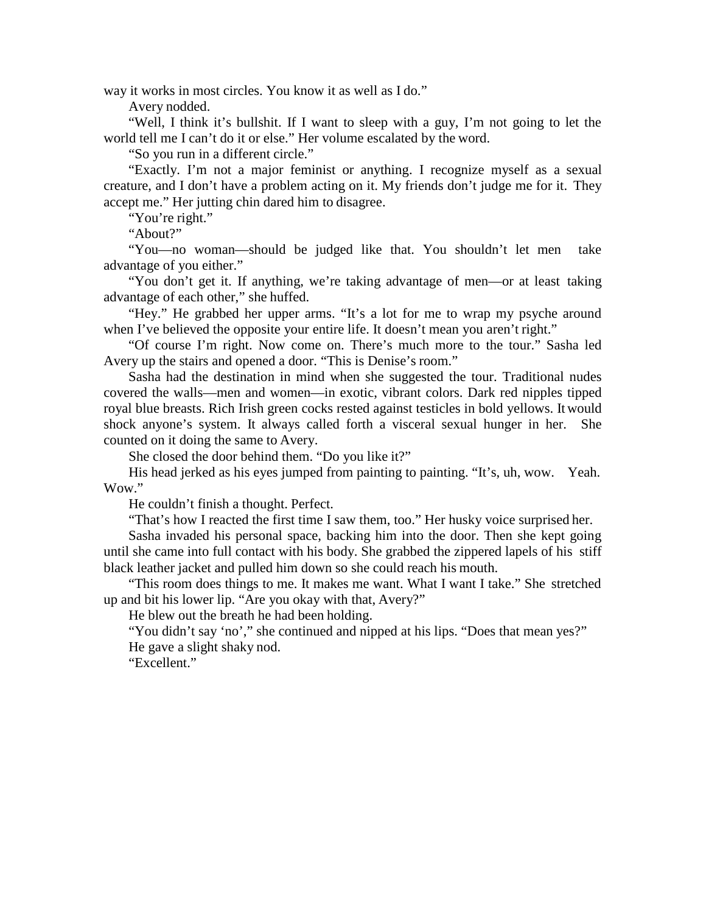way it works in most circles. You know it as well as I do."

Avery nodded.

"Well, I think it's bullshit. If I want to sleep with a guy, I'm not going to let the world tell me I can't do it or else." Her volume escalated by the word.

"So you run in a different circle."

"Exactly. I'm not a major feminist or anything. I recognize myself as a sexual creature, and I don't have a problem acting on it. My friends don't judge me for it. They accept me." Her jutting chin dared him to disagree.

"You're right."

"About?"

"You—no woman—should be judged like that. You shouldn't let men take advantage of you either."

"You don't get it. If anything, we're taking advantage of men—or at least taking advantage of each other," she huffed.

"Hey." He grabbed her upper arms. "It's a lot for me to wrap my psyche around when I've believed the opposite your entire life. It doesn't mean you aren't right."

"Of course I'm right. Now come on. There's much more to the tour." Sasha led Avery up the stairs and opened a door. "This is Denise's room."

Sasha had the destination in mind when she suggested the tour. Traditional nudes covered the walls—men and women—in exotic, vibrant colors. Dark red nipples tipped royal blue breasts. Rich Irish green cocks rested against testicles in bold yellows. It would shock anyone's system. It always called forth a visceral sexual hunger in her. She counted on it doing the same to Avery.

She closed the door behind them. "Do you like it?"

His head jerked as his eyes jumped from painting to painting. "It's, uh, wow. Yeah. Wow."

He couldn't finish a thought. Perfect.

"That's how I reacted the first time I saw them, too." Her husky voice surprised her.

Sasha invaded his personal space, backing him into the door. Then she kept going until she came into full contact with his body. She grabbed the zippered lapels of his stiff black leather jacket and pulled him down so she could reach his mouth.

"This room does things to me. It makes me want. What I want I take." She stretched up and bit his lower lip. "Are you okay with that, Avery?"

He blew out the breath he had been holding.

"You didn't say 'no'," she continued and nipped at his lips. "Does that mean yes?"

He gave a slight shaky nod.

"Excellent."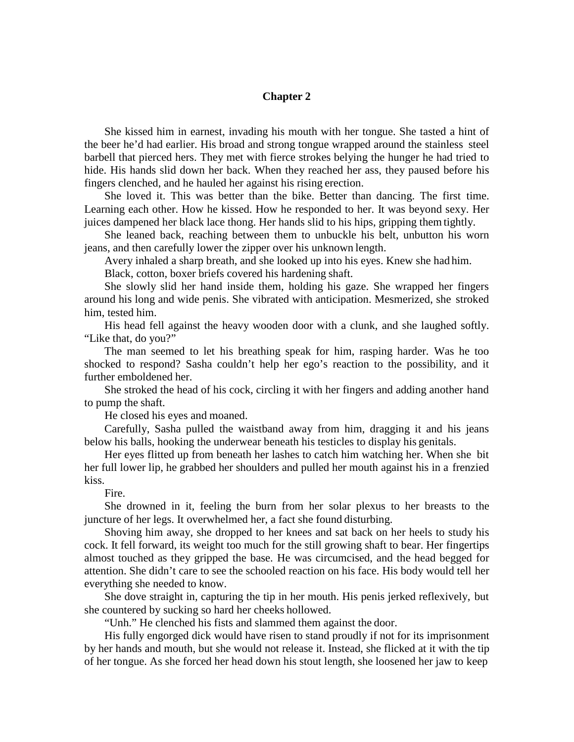## Chapter 2

She kissed him in earnest, invading his mouth with her tongue. She tasted a hint of the beer he'd had earlier. His broad and strong tongue wrapped around the stainless steel barbell that pierced hers. They met with fierce strokes belying the hunger he had tried to hide. His hands slid down her back. When they reached her ass, they paused before his fingers clenched, and he hauled her against his rising erection.

She loved it. This was better than the bike. Better than dancing. The first time. Learning each other. How he kissed. How he responded to her. It was beyond sexy. Her juices dampened her black lace thong. Her hands slid to his hips, gripping them tightly.

She leaned back, reaching between them to unbuckle his belt, unbutton his worn jeans, and then carefully lower the zipper over his unknown length.

Avery inhaled a sharp breath, and she looked up into his eyes. Knew she had him.

Black, cotton, boxer briefs covered his hardening shaft.

She slowly slid her hand inside them, holding his gaze. She wrapped her fingers around his long and wide penis. She vibrated with anticipation. Mesmerized, she stroked him, tested him.

His head fell against the heavy wooden door with a clunk, and she laughed softly. "Like that, do you?"

The man seemed to let his breathing speak for him, rasping harder. Was he too shocked to respond? Sasha couldn't help her ego's reaction to the possibility, and it further emboldened her.

She stroked the head of his cock, circling it with her fingers and adding another hand to pump the shaft.

He closed his eyes and moaned.

Carefully, Sasha pulled the waistband away from him, dragging it and his jeans below his balls, hooking the underwear beneath his testicles to display his genitals.

Her eyes flitted up from beneath her lashes to catch him watching her. When she bit her full lower lip, he grabbed her shoulders and pulled her mouth against his in a frenzied kiss.

Fire.

She drowned in it, feeling the burn from her solar plexus to her breasts to the juncture of her legs. It overwhelmed her, a fact she found disturbing.

Shoving him away, she dropped to her knees and sat back on her heels to study his cock. It fell forward, its weight too much for the still growing shaft to bear. Her fingertips almost touched as they gripped the base. He was circumcised, and the head begged for attention. She didn't care to see the schooled reaction on his face. His body would tell her everything she needed to know.

She dove straight in, capturing the tip in her mouth. His penis jerked reflexively, but she countered by sucking so hard her cheeks hollowed.

"Unh." He clenched his fists and slammed them against the door.

His fully engorged dick would have risen to stand proudly if not for its imprisonment by her hands and mouth, but she would not release it. Instead, she flicked at it with the tip of her tongue. As she forced her head down his stout length, she loosened her jaw to keep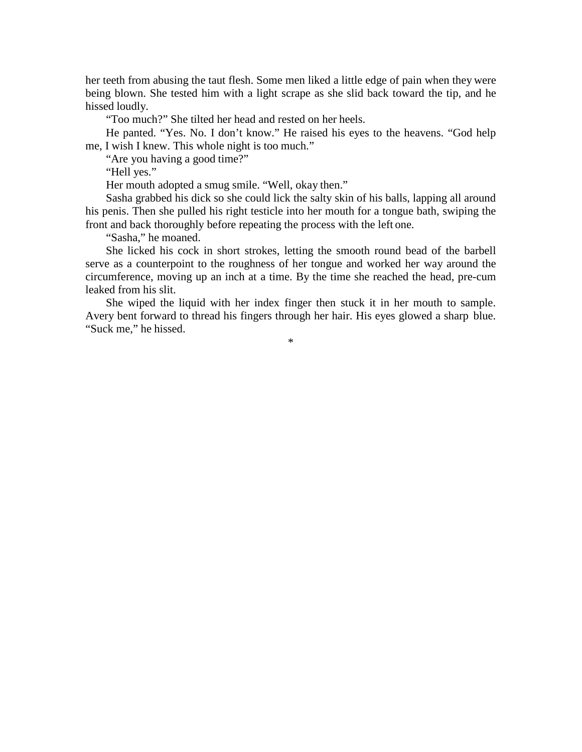her teeth from abusing the taut flesh. Some men liked a little edge of pain when they were being blown. She tested him with a light scrape as she slid back toward the tip, and he hissed loudly.

"Too much?" She tilted her head and rested on her heels.

He panted. "Yes. No. I don't know." He raised his eyes to the heavens. "God help me, I wish I knew. This whole night is too much."

"Are you having a good time?"

"Hell yes."

Her mouth adopted a smug smile. "Well, okay then."

Sasha grabbed his dick so she could lick the salty skin of his balls, lapping all around his penis. Then she pulled his right testicle into her mouth for a tongue bath, swiping the front and back thoroughly before repeating the process with the left one.

"Sasha," he moaned.

She licked his cock in short strokes, letting the smooth round bead of the barbell serve as a counterpoint to the roughness of her tongue and worked her way around the circumference, moving up an inch at a time. By the time she reached the head, pre-cum leaked from his slit.

She wiped the liquid with her index finger then stuck it in her mouth to sample. Avery bent forward to thread his fingers through her hair. His eyes glowed a sharp blue. "Suck me," he hissed.

*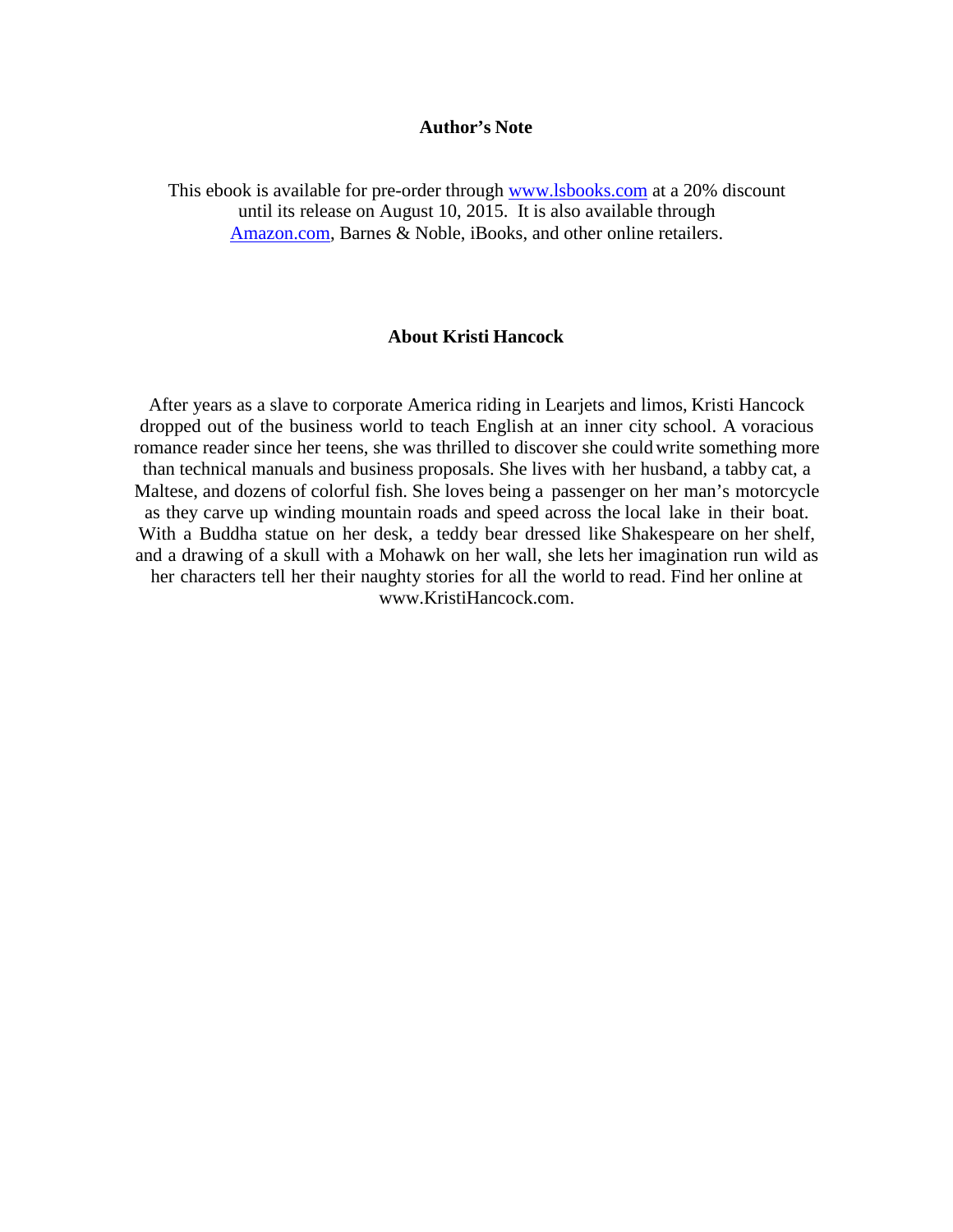## Author's Note

This ebook is available for pre-order through [www.lsbooks.com](http://www.lsbooks.com) at a 20% discount until its release on August 10, 2015. It is also available through [Amazon.com](http://Amazon.com), Barnes & Noble, iBooks, and other online retailers.

## About Kristi Hancock

After years as a slave to corporate America riding in Learjets and limos, Kristi Hancock dropped out of the business world to teach English at an inner city school. A voracious romance reader since her teens, she was thrilled to discover she could write something more than technical manuals and business proposals. She lives with her husband, a tabby cat, a Maltese, and dozens of colorful fish. She loves being a passenger on her man's motorcycle as they carve up winding mountain roads and speed across the local lake in their boat. With a Buddha statue on her desk, a teddy bear dressed like Shakespeare on her shelf, and a drawing of a skull with a Mohawk on her wall, she lets her imagination run wild as her characters tell her their naughty stories for all the world to read. Find her online at www.KristiHancock.com.